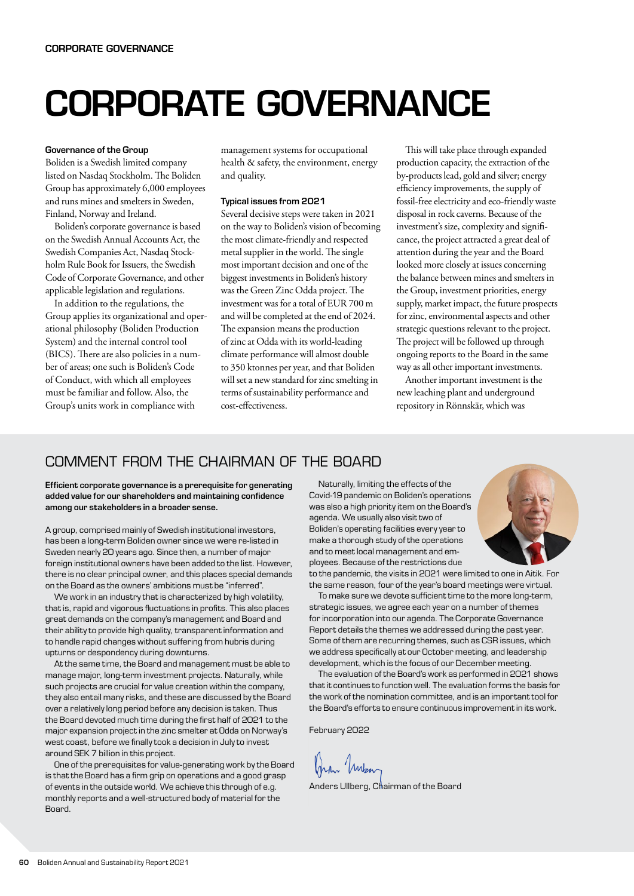# CORPORATE GOVERNANCE

### Governance of the Group

Boliden is a Swedish limited company listed on Nasdaq Stockholm. The Boliden Group has approximately 6,000 employees and runs mines and smelters in Sweden, Finland, Norway and Ireland.

Boliden's corporate governance is based on the Swedish Annual Accounts Act, the Swedish Companies Act, Nasdaq Stockholm Rule Book for Issuers, the Swedish Code of Corporate Governance, and other applicable legislation and regulations.

In addition to the regulations, the Group applies its organizational and operational philosophy (Boliden Production System) and the internal control tool (BICS). There are also policies in a number of areas; one such is Boliden's Code of Conduct, with which all employees must be familiar and follow. Also, the Group's units work in compliance with management systems for occupational health & safety, the environment, energy and quality.

### Typical issues from 2021

Several decisive steps were taken in 2021 on the way to Boliden's vision of becoming the most climate-friendly and respected metal supplier in the world. The single most important decision and one of the biggest investments in Boliden's history was the Green Zinc Odda project. The investment was for a total of EUR 700 m and will be completed at the end of 2024. The expansion means the production of zinc at Odda with its world-leading climate performance will almost double to 350 ktonnes per year, and that Boliden will set a new standard for zinc smelting in terms of sustainability performance and cost-effectiveness.

This will take place through expanded production capacity, the extraction of the by-products lead, gold and silver; energy efficiency improvements, the supply of fossil-free electricity and eco-friendly waste disposal in rock caverns. Because of the investment's size, complexity and significance, the project attracted a great deal of attention during the year and the Board looked more closely at issues concerning the balance between mines and smelters in the Group, investment priorities, energy supply, market impact, the future prospects for zinc, environmental aspects and other strategic questions relevant to the project. The project will be followed up through ongoing reports to the Board in the same way as all other important investments.

Another important investment is the new leaching plant and underground repository in Rönnskär, which was

## COMMENT FROM THE CHAIRMAN OF THE BOARD

**Efficient corporate governance is a prerequisite for generating added value for our shareholders and maintaining confidence among our stakeholders in a broader sense.**

A group, comprised mainly of Swedish institutional investors, has been a long-term Boliden owner since we were re-listed in Sweden nearly 20 years ago. Since then, a number of major foreign institutional owners have been added to the list. However, there is no clear principal owner, and this places special demands on the Board as the owners' ambitions must be "inferred".

We work in an industry that is characterized by high volatility, that is, rapid and vigorous fluctuations in profits. This also places great demands on the company's management and Board and their ability to provide high quality, transparent information and to handle rapid changes without suffering from hubris during upturns or despondency during downturns.

At the same time, the Board and management must be able to manage major, long-term investment projects. Naturally, while such projects are crucial for value creation within the company, they also entail many risks, and these are discussed by the Board over a relatively long period before any decision is taken. Thus the Board devoted much time during the first half of 2021 to the major expansion project in the zinc smelter at Odda on Norway's west coast, before we finally took a decision in July to invest around SEK 7 billion in this project.

One of the prerequisites for value-generating work by the Board is that the Board has a firm grip on operations and a good grasp of events in the outside world. We achieve this through of e.g. monthly reports and a well-structured body of material for the Board.

Naturally, limiting the effects of the Covid-19 pandemic on Boliden's operations was also a high priority item on the Board's agenda. We usually also visit two of Boliden's operating facilities every year to make a thorough study of the operations and to meet local management and employees. Because of the restrictions due to the pandemic, the visits in 2021 were limited to one in Aitik. For the same reason, four of the year's board meetings were virtual.

To make sure we devote sufficient time to the more long-term, strategic issues, we agree each year on a number of themes for incorporation into our agenda. The Corporate Governance Report details the themes we addressed during the past year. Some of them are recurring themes, such as CSR issues, which we address specifically at our October meeting, and leadership development, which is the focus of our December meeting.

The evaluation of the Board's work as performed in 2021 shows that it continues to function well. The evaluation forms the basis for the work of the nomination committee, and is an important tool for the Board's efforts to ensure continuous improvement in its work.

February 2022

Anders Ullberg, Chairman of the Board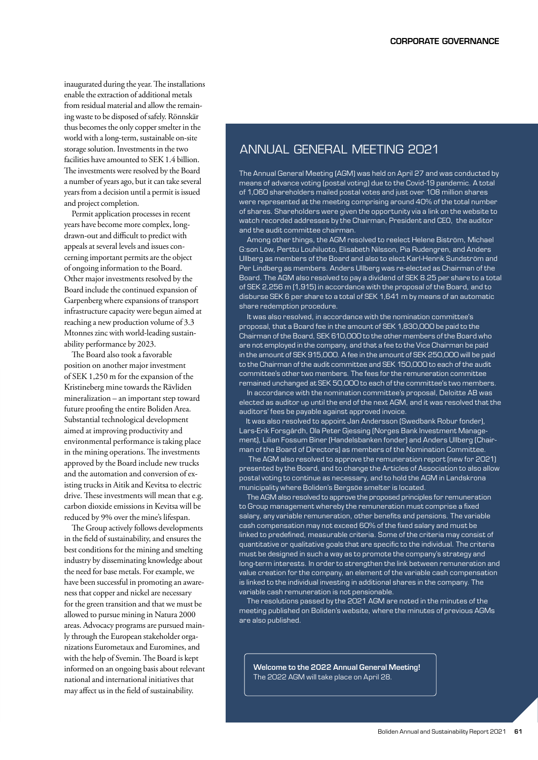inaugurated during the year. The installations enable the extraction of additional metals from residual material and allow the remaining waste to be disposed of safely. Rönnskär thus becomes the only copper smelter in the world with a long-term, sustainable on-site storage solution. Investments in the two facilities have amounted to SEK 1.4 billion. The investments were resolved by the Board a number of years ago, but it can take several years from a decision until a permit is issued and project completion.

Permit application processes in recent years have become more complex, long-drawn-out and difficult to predict with appeals at several levels and issues concerning important permits are the object of ongoing information to the Board. Other major investments resolved by the Board include the continued expansion of Garpenberg where expansions of transport infrastructure capacity were begun aimed at reaching a new production volume of 3.3 Mtonnes zinc with world-leading sustainability performance by 2023.

The Board also took a favorable position on another major investment of SEK 1,250 m for the expansion of the Kristineberg mine towards the Rävliden mineralization – an important step toward future proofing the entire Boliden Area. Substantial technological development aimed at improving productivity and environmental performance is taking place in the mining operations. The investments approved by the Board include new trucks and the automation and conversion of existing trucks in Aitik and Kevitsa to electric drive. These investments will mean that e.g. carbon dioxide emissions in Kevitsa will be reduced by 9% over the mine's lifespan.

The Group actively follows developments in the field of sustainability, and ensures the best conditions for the mining and smelting industry by disseminating knowledge about the need for base metals. For example, we have been successful in promoting an awareness that copper and nickel are necessary for the green transition and that we must be allowed to pursue mining in Natura 2000 areas. Advocacy programs are pursued mainly through the European stakeholder organizations Eurometaux and Euromines, and with the help of Svemin. The Board is kept informed on an ongoing basis about relevant national and international initiatives that may affect us in the field of sustainability.

## ANNUAL GENERAL MEETING 2021

The Annual General Meeting (AGM) was held on April 27 and was conducted by means of advance voting (postal voting) due to the Covid-19 pandemic. A total of 1,060 shareholders mailed postal votes and just over 108 million shares were represented at the meeting comprising around 40% of the total number of shares. Shareholders were given the opportunity via a link on the website to watch recorded addresses by the Chairman, President and CEO, the auditor and the audit committee chairman.

Among other things, the AGM resolved to reelect Helene Biström, Michael G:son Löw, Perttu Louhiluoto, Elisabeth Nilsson, Pia Rudengren, and Anders Ullberg as members of the Board and also to elect Karl-Henrik Sundström and Per Lindberg as members. Anders Ullberg was re-elected as Chairman of the Board. The AGM also resolved to pay a dividend of SEK 8.25 per share to a total of SEK 2,256 m (1,915) in accordance with the proposal of the Board, and to disburse SEK 6 per share to a total of SEK 1,641 m by means of an automatic share redemption procedure.

It was also resolved, in accordance with the nomination committee's proposal, that a Board fee in the amount of SEK 1,830,000 be paid to the Chairman of the Board, SEK 610,000 to the other members of the Board who are not employed in the company, and that a fee to the Vice Chairman be paid in the amount of SEK 915,000. A fee in the amount of SEK 250,000 will be paid to the Chairman of the audit committee and SEK 150,000 to each of the audit committee's other two members. The fees for the remuneration committee remained unchanged at SEK 50,000 to each of the committee's two members.

In accordance with the nomination committee's proposal, Deloitte AB was elected as auditor up until the end of the next AGM, and it was resolved that the auditors' fees be payable against approved invoice.

It was also resolved to appoint Jan Andersson (Swedbank Robur fonder), Lars-Erik Forsgårdh, Ola Peter Gjessing (Norges Bank Investment Management), Lilian Fossum Biner (Handelsbanken fonder) and Anders Ullberg (Chairman of the Board of Directors) as members of the Nomination Committee.

The AGM also resolved to approve the remuneration report (new for 2021) presented by the Board, and to change the Articles of Association to also allow postal voting to continue as necessary, and to hold the AGM in Landskrona municipality where Boliden's Bergsöe smelter is located.

The AGM also resolved to approve the proposed principles for remuneration to Group management whereby the remuneration must comprise a fixed salary, any variable remuneration, other benefits and pensions. The variable cash compensation may not exceed 60% of the fixed salary and must be linked to predefined, measurable criteria. Some of the criteria may consist of quantitative or qualitative goals that are specific to the individual. The criteria must be designed in such a way as to promote the company's strategy and long-term interests. In order to strengthen the link between remuneration and value creation for the company, an element of the variable cash compensation is linked to the individual investing in additional shares in the company. The variable cash remuneration is not pensionable.

The resolutions passed by the 2021 AGM are noted in the minutes of the meeting published on Boliden's website, where the minutes of previous AGMs are also published.

**Welcome to the 2022 Annual General Meeting!**
The 2022 AGM will take place on April 28.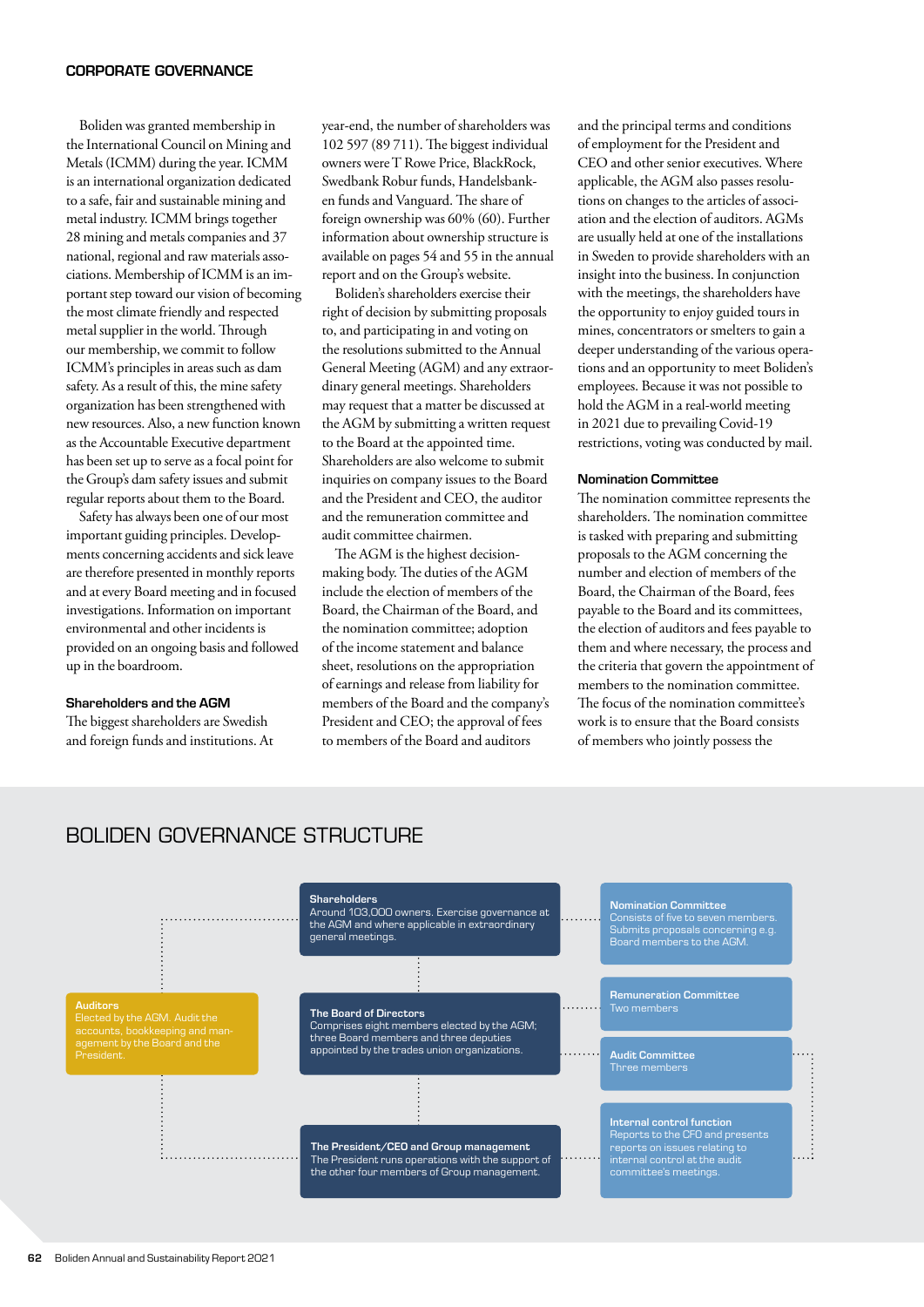## CORPORATE GOVERNANCE

Boliden was granted membership in the International Council on Mining and Metals (ICMM) during the year. ICMM is an international organization dedicated to a safe, fair and sustainable mining and metal industry. ICMM brings together 28 mining and metals companies and 37 national, regional and raw materials associations. Membership of ICMM is an important step toward our vision of becoming the most climate friendly and respected metal supplier in the world. Through our membership, we commit to follow ICMM's principles in areas such as dam safety. As a result of this, the mine safety organization has been strengthened with new resources. Also, a new function known as the Accountable Executive department has been set up to serve as a focal point for the Group's dam safety issues and submit regular reports about them to the Board.

Safety has always been one of our most important guiding principles. Developments concerning accidents and sick leave are therefore presented in monthly reports and at every Board meeting and in focused investigations. Information on important environmental and other incidents is provided on an ongoing basis and followed up in the boardroom.

### Shareholders and the AGM

The biggest shareholders are Swedish and foreign funds and institutions. At year-end, the number of shareholders was 102 597 (89 711). The biggest individual owners were T Rowe Price, BlackRock, Swedbank Robur funds, Handelsbanken funds and Vanguard. The share of foreign ownership was 60% (60). Further information about ownership structure is available on pages 54 and 55 in the annual report and on the Group's website.

Boliden's shareholders exercise their right of decision by submitting proposals to, and participating in and voting on the resolutions submitted to the Annual General Meeting (AGM) and any extraordinary general meetings. Shareholders may request that a matter be discussed at the AGM by submitting a written request to the Board at the appointed time. Shareholders are also welcome to submit inquiries on company issues to the Board and the President and CEO, the auditor and the remuneration committee and audit committee chairmen.

The AGM is the highest decision-making body. The duties of the AGM include the election of members of the Board, the Chairman of the Board, and the nomination committee; adoption of the income statement and balance sheet, resolutions on the appropriation of earnings and release from liability for members of the Board and the company's President and CEO; the approval of fees to members of the Board and auditors and the principal terms and conditions of employment for the President and CEO and other senior executives. Where applicable, the AGM also passes resolutions on changes to the articles of association and the election of auditors. AGMs are usually held at one of the installations in Sweden to provide shareholders with an insight into the business. In conjunction with the meetings, the shareholders have the opportunity to enjoy guided tours in mines, concentrators or smelters to gain a deeper understanding of the various operations and an opportunity to meet Boliden's employees. Because it was not possible to hold the AGM in a real-world meeting in 2021 due to prevailing Covid-19 restrictions, voting was conducted by mail.

### Nomination Committee

The nomination committee represents the shareholders. The nomination committee is tasked with preparing and submitting proposals to the AGM concerning the number and election of members of the Board, the Chairman of the Board, fees payable to the Board and its committees, the election of auditors and fees payable to them and where necessary, the process and the criteria that govern the appointment of members to the nomination committee. The focus of the nomination committee's work is to ensure that the Board consists of members who jointly possess the

## BOLIDEN GOVERNANCE STRUCTURE

**Shareholders**
Around 103,000 owners. Exercise governance at the AGM and where applicable in extraordinary general meetings.

**Nomination Committee**
Consists of five to seven members. Submits proposals concerning e.g. Board members to the AGM.

**Auditors**
Elected by the AGM. Audit the accounts, bookkeeping and management by the Board and the President.

**The Board of Directors**
Comprises eight members elected by the AGM; three Board members and three deputies appointed by the trades union organizations.

**Remuneration Committee**
Two members

**Audit Committee**
Three members

**The President/CEO and Group management**
The President runs operations with the support of the other four members of Group management.

**Internal control function**
Reports to the CFO and presents reports on issues relating to internal control at the audit committee's meetings.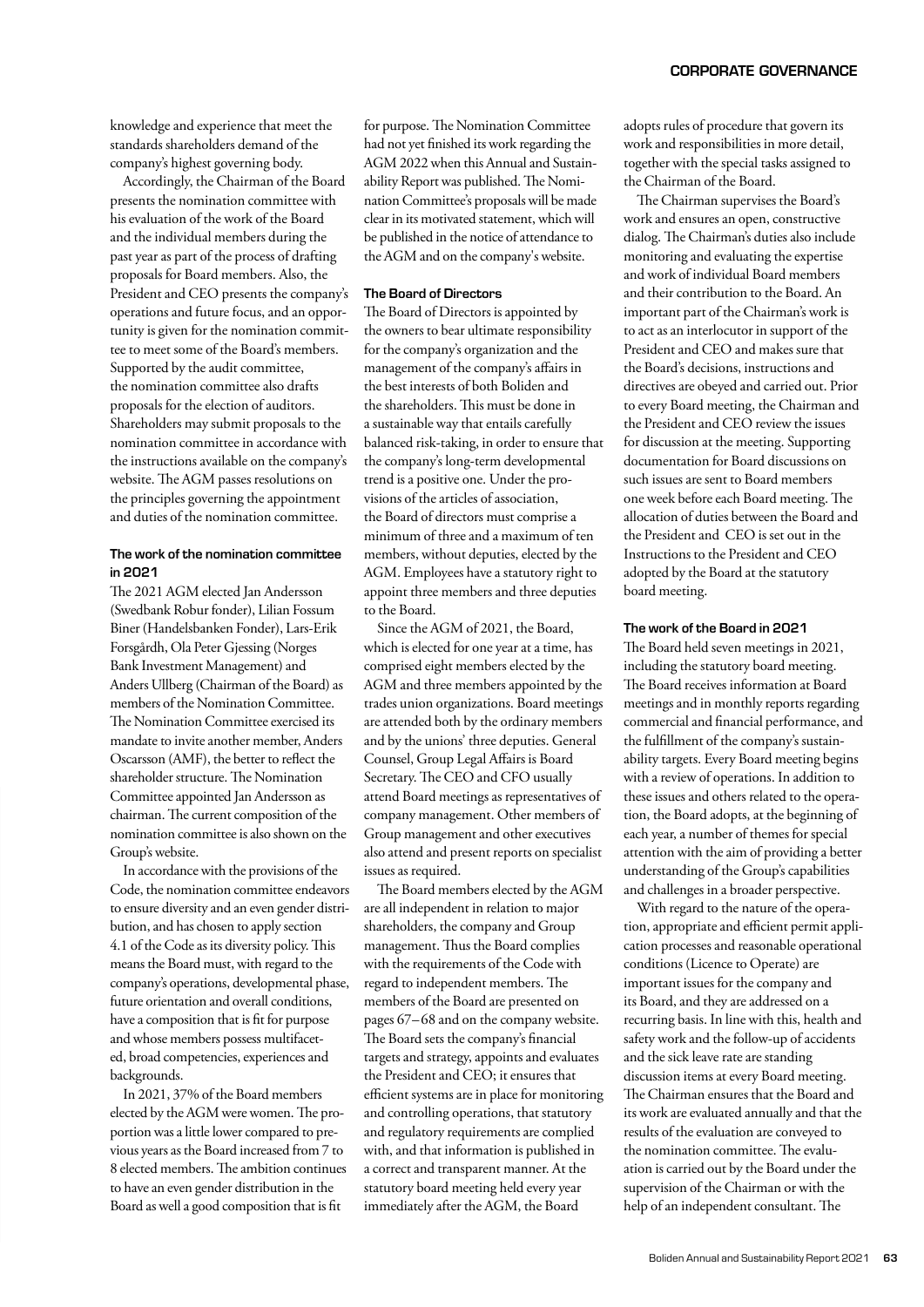knowledge and experience that meet the standards shareholders demand of the company's highest governing body.

Accordingly, the Chairman of the Board presents the nomination committee with his evaluation of the work of the Board and the individual members during the past year as part of the process of drafting proposals for Board members. Also, the President and CEO presents the company's operations and future focus, and an opportunity is given for the nomination committee to meet some of the Board's members. Supported by the audit committee, the nomination committee also drafts proposals for the election of auditors. Shareholders may submit proposals to the nomination committee in accordance with the instructions available on the company's website. The AGM passes resolutions on the principles governing the appointment and duties of the nomination committee.

#### The work of the nomination committee in 2021

The 2021 AGM elected Jan Andersson (Swedbank Robur fonder), Lilian Fossum Biner (Handelsbanken Fonder), Lars-Erik Forsgårdh, Ola Peter Gjessing (Norges Bank Investment Management) and Anders Ullberg (Chairman of the Board) as members of the Nomination Committee. The Nomination Committee exercised its mandate to invite another member, Anders Oscarsson (AMF), the better to reflect the shareholder structure. The Nomination Committee appointed Jan Andersson as chairman. The current composition of the nomination committee is also shown on the Group's website.

In accordance with the provisions of the Code, the nomination committee endeavors to ensure diversity and an even gender distribution, and has chosen to apply section 4.1 of the Code as its diversity policy. This means the Board must, with regard to the company's operations, developmental phase, future orientation and overall conditions, have a composition that is fit for purpose and whose members possess multifaceted, broad competencies, experiences and backgrounds.

In 2021, 37% of the Board members elected by the AGM were women. The proportion was a little lower compared to previous years as the Board increased from 7 to 8 elected members. The ambition continues to have an even gender distribution in the Board as well a good composition that is fit for purpose. The Nomination Committee had not yet finished its work regarding the AGM 2022 when this Annual and Sustainability Report was published. The Nomination Committee's proposals will be made clear in its motivated statement, which will be published in the notice of attendance to the AGM and on the company's website.

#### The Board of Directors

The Board of Directors is appointed by the owners to bear ultimate responsibility for the company's organization and the management of the company's affairs in the best interests of both Boliden and the shareholders. This must be done in a sustainable way that entails carefully balanced risk-taking, in order to ensure that the company's long-term developmental trend is a positive one. Under the provisions of the articles of association, the Board of directors must comprise a minimum of three and a maximum of ten members, without deputies, elected by the AGM. Employees have a statutory right to appoint three members and three deputies to the Board.

Since the AGM of 2021, the Board, which is elected for one year at a time, has comprised eight members elected by the AGM and three members appointed by the trades union organizations. Board meetings are attended both by the ordinary members and by the unions' three deputies. General Counsel, Group Legal Affairs is Board Secretary. The CEO and CFO usually attend Board meetings as representatives of company management. Other members of Group management and other executives also attend and present reports on specialist issues as required.

The Board members elected by the AGM are all independent in relation to major shareholders, the company and Group management. Thus the Board complies with the requirements of the Code with regard to independent members. The members of the Board are presented on pages 67–68 and on the company website. The Board sets the company's financial targets and strategy, appoints and evaluates the President and CEO; it ensures that efficient systems are in place for monitoring and controlling operations, that statutory and regulatory requirements are complied with, and that information is published in a correct and transparent manner. At the statutory board meeting held every year immediately after the AGM, the Board adopts rules of procedure that govern its work and responsibilities in more detail, together with the special tasks assigned to the Chairman of the Board.

The Chairman supervises the Board's work and ensures an open, constructive dialog. The Chairman's duties also include monitoring and evaluating the expertise and work of individual Board members and their contribution to the Board. An important part of the Chairman's work is to act as an interlocutor in support of the President and CEO and makes sure that the Board's decisions, instructions and directives are obeyed and carried out. Prior to every Board meeting, the Chairman and the President and CEO review the issues for discussion at the meeting. Supporting documentation for Board discussions on such issues are sent to Board members one week before each Board meeting. The allocation of duties between the Board and the President and CEO is set out in the Instructions to the President and CEO adopted by the Board at the statutory board meeting.

#### The work of the Board in 2021

The Board held seven meetings in 2021, including the statutory board meeting. The Board receives information at Board meetings and in monthly reports regarding commercial and financial performance, and the fulfillment of the company's sustainability targets. Every Board meeting begins with a review of operations. In addition to these issues and others related to the operation, the Board adopts, at the beginning of each year, a number of themes for special attention with the aim of providing a better understanding of the Group's capabilities and challenges in a broader perspective.

With regard to the nature of the operation, appropriate and efficient permit application processes and reasonable operational conditions (Licence to Operate) are important issues for the company and its Board, and they are addressed on a recurring basis. In line with this, health and safety work and the follow-up of accidents and the sick leave rate are standing discussion items at every Board meeting. The Chairman ensures that the Board and its work are evaluated annually and that the results of the evaluation are conveyed to the nomination committee. The evaluation is carried out by the Board under the supervision of the Chairman or with the help of an independent consultant. The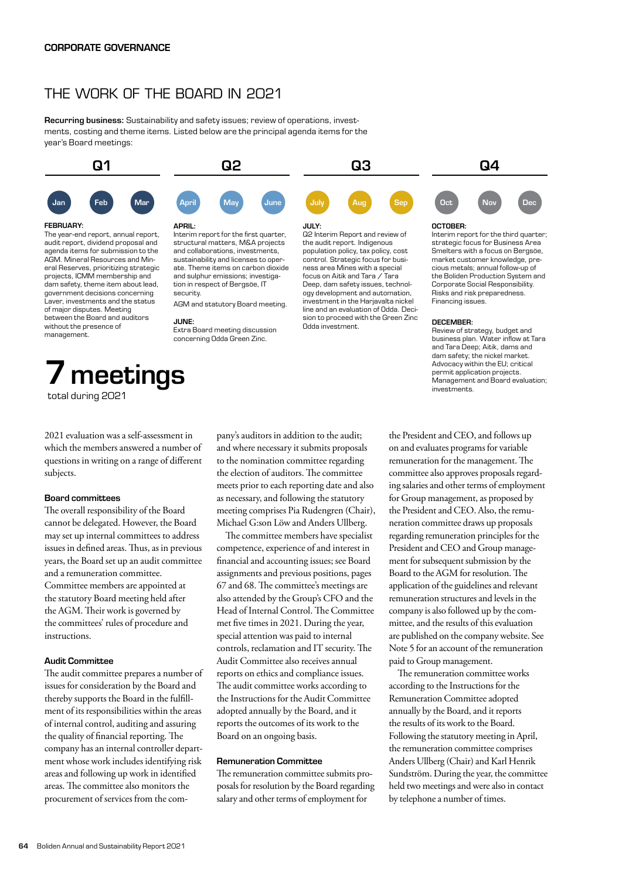CORPORATE GOVERNANCE

# THE WORK OF THE BOARD IN 2021

**Recurring business:** Sustainability and safety issues; review of operations, investments, costing and theme items. Listed below are the principal agenda items for the year's Board meetings:

## Q1

Jan · Feb · Mar

**FEBRUARY:**
The year-end report, annual report, audit report, dividend proposal and agenda items for submission to the AGM. Mineral Resources and Mineral Reserves, prioritizing strategic projects, ICMM membership and dam safety, theme item about lead, government decisions concerning Laver, investments and the status of major disputes. Meeting between the Board and auditors without the presence of management.

## Q2

April · May · June

**APRIL:**
Interim report for the first quarter, structural matters, M&A projects and collaborations, investments, sustainability and licenses to operate. Theme items on carbon dioxide and sulphur emissions; investigation in respect of Bergsöe, IT security.

AGM and statutory Board meeting.

**JUNE:**
Extra Board meeting discussion concerning Odda Green Zinc.

## Q3

July · Aug · Sep

**JULY:**
Q2 Interim Report and review of the audit report. Indigenous population policy, tax policy, cost control. Strategic focus for business area Mines with a special focus on Aitik and Tara / Tara Deep, dam safety issues, technology development and automation, investment in the Harjavalta nickel line and an evaluation of Odda. Decision to proceed with the Green Zinc Odda investment.

## Q4

Oct · Nov · Dec

**OCTOBER:**
Interim report for the third quarter; strategic focus for Business Area Smelters with a focus on Bergsöe, market customer knowledge, precious metals; annual follow-up of the Boliden Production System and Corporate Social Responsibility. Risks and risk preparedness. Financing issues.

**DECEMBER:**
Review of strategy, budget and business plan. Water inflow at Tara and Tara Deep; Aitik, dams and dam safety; the nickel market. Advocacy within the EU; critical permit application projects. Management and Board evaluation; investments.

**7 meetings**
total during 2021

2021 evaluation was a self-assessment in which the members answered a number of questions in writing on a range of different subjects.

### Board committees

The overall responsibility of the Board cannot be delegated. However, the Board may set up internal committees to address issues in defined areas. Thus, as in previous years, the Board set up an audit committee and a remuneration committee. Committee members are appointed at the statutory Board meeting held after the AGM. Their work is governed by the committees' rules of procedure and instructions.

### Audit Committee

The audit committee prepares a number of issues for consideration by the Board and thereby supports the Board in the fulfillment of its responsibilities within the areas of internal control, auditing and assuring the quality of financial reporting. The company has an internal controller department whose work includes identifying risk areas and following up in identified areas. The committee also monitors the procurement of services from the company's auditors in addition to the audit; and where necessary it submits proposals to the nomination committee regarding the election of auditors. The committee meets prior to each reporting date and also as necessary, and following the statutory meeting comprises Pia Rudengren (Chair), Michael G:son Löw and Anders Ullberg.

The committee members have specialist competence, experience of and interest in financial and accounting issues; see Board assignments and previous positions, pages 67 and 68. The committee's meetings are also attended by the Group's CFO and the Head of Internal Control. The Committee met five times in 2021. During the year, special attention was paid to internal controls, reclamation and IT security. The Audit Committee also receives annual reports on ethics and compliance issues. The audit committee works according to the Instructions for the Audit Committee adopted annually by the Board and it reports the outcomes of its work to the Board on an ongoing basis.

### Remuneration Committee

The remuneration committee submits proposals for resolution by the Board regarding salary and other terms of employment for the President and CEO, and follows up on and evaluates programs for variable remuneration for the management. The committee also approves proposals regarding salaries and other terms of employment for Group management, as proposed by the President and CEO. Also, the remuneration committee draws up proposals regarding remuneration principles for the President and CEO and Group management for subsequent submission by the Board to the AGM for resolution. The application of the guidelines and relevant remuneration structures and levels in the company is also followed up by the committee, and the results of this evaluation are published on the company website. See Note 5 for an account of the remuneration paid to Group management.

The remuneration committee works according to the Instructions for the Remuneration Committee adopted annually by the Board, and it reports the results of its work to the Board. Following the statutory meeting in April, the remuneration committee comprises Anders Ullberg (Chair) and Karl Henrik Sundström. During the year, the committee held two meetings and were also in contact by telephone a number of times.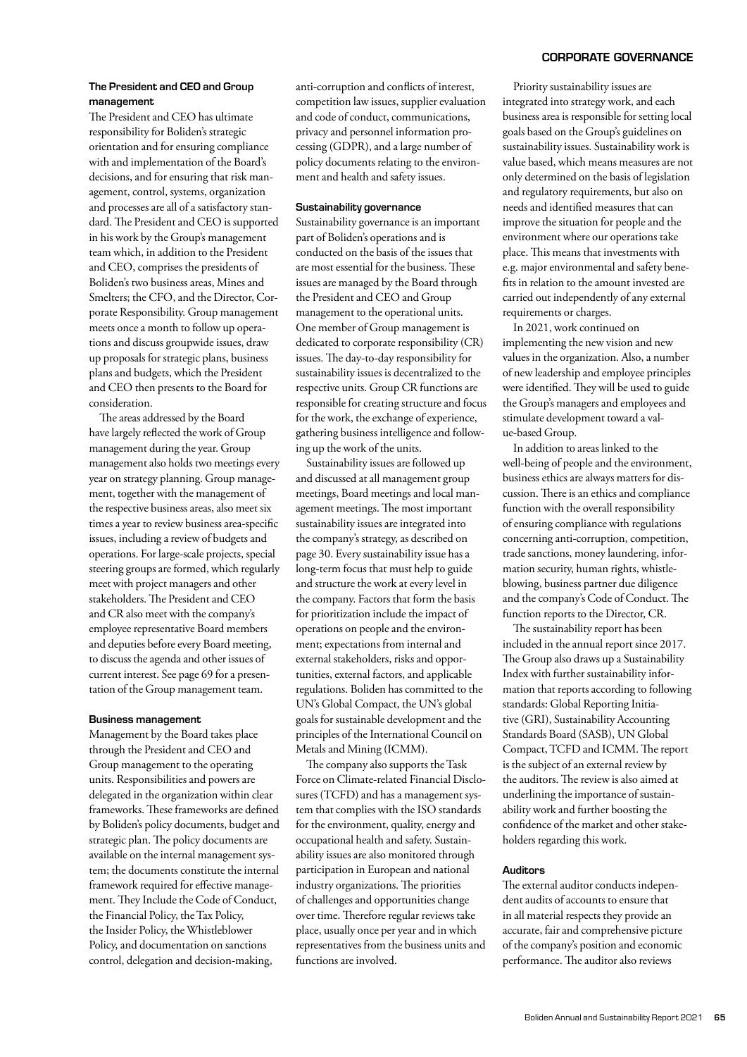### The President and CEO and Group management

The President and CEO has ultimate responsibility for Boliden's strategic orientation and for ensuring compliance with and implementation of the Board's decisions, and for ensuring that risk management, control, systems, organization and processes are all of a satisfactory standard. The President and CEO is supported in his work by the Group's management team which, in addition to the President and CEO, comprises the presidents of Boliden's two business areas, Mines and Smelters; the CFO, and the Director, Corporate Responsibility. Group management meets once a month to follow up operations and discuss groupwide issues, draw up proposals for strategic plans, business plans and budgets, which the President and CEO then presents to the Board for consideration.

The areas addressed by the Board have largely reflected the work of Group management during the year. Group management also holds two meetings every year on strategy planning. Group management, together with the management of the respective business areas, also meet six times a year to review business area-specific issues, including a review of budgets and operations. For large-scale projects, special steering groups are formed, which regularly meet with project managers and other stakeholders. The President and CEO and CR also meet with the company's employee representative Board members and deputies before every Board meeting, to discuss the agenda and other issues of current interest. See page 69 for a presentation of the Group management team.

### Business management

Management by the Board takes place through the President and CEO and Group management to the operating units. Responsibilities and powers are delegated in the organization within clear frameworks. These frameworks are defined by Boliden's policy documents, budget and strategic plan. The policy documents are available on the internal management system; the documents constitute the internal framework required for effective management. They Include the Code of Conduct, the Financial Policy, the Tax Policy, the Insider Policy, the Whistleblower Policy, and documentation on sanctions control, delegation and decision-making, anti-corruption and conflicts of interest, competition law issues, supplier evaluation and code of conduct, communications, privacy and personnel information processing (GDPR), and a large number of policy documents relating to the environment and health and safety issues.

### Sustainability governance

Sustainability governance is an important part of Boliden's operations and is conducted on the basis of the issues that are most essential for the business. These issues are managed by the Board through the President and CEO and Group management to the operational units. One member of Group management is dedicated to corporate responsibility (CR) issues. The day-to-day responsibility for sustainability issues is decentralized to the respective units. Group CR functions are responsible for creating structure and focus for the work, the exchange of experience, gathering business intelligence and following up the work of the units.

Sustainability issues are followed up and discussed at all management group meetings, Board meetings and local management meetings. The most important sustainability issues are integrated into the company's strategy, as described on page 30. Every sustainability issue has a long-term focus that must help to guide and structure the work at every level in the company. Factors that form the basis for prioritization include the impact of operations on people and the environment; expectations from internal and external stakeholders, risks and opportunities, external factors, and applicable regulations. Boliden has committed to the UN's Global Compact, the UN's global goals for sustainable development and the principles of the International Council on Metals and Mining (ICMM).

The company also supports the Task Force on Climate-related Financial Disclosures (TCFD) and has a management system that complies with the ISO standards for the environment, quality, energy and occupational health and safety. Sustainability issues are also monitored through participation in European and national industry organizations. The priorities of challenges and opportunities change over time. Therefore regular reviews take place, usually once per year and in which representatives from the business units and functions are involved.

Priority sustainability issues are integrated into strategy work, and each business area is responsible for setting local goals based on the Group's guidelines on sustainability issues. Sustainability work is value based, which means measures are not only determined on the basis of legislation and regulatory requirements, but also on needs and identified measures that can improve the situation for people and the environment where our operations take place. This means that investments with e.g. major environmental and safety benefits in relation to the amount invested are carried out independently of any external requirements or charges.

In 2021, work continued on implementing the new vision and new values in the organization. Also, a number of new leadership and employee principles were identified. They will be used to guide the Group's managers and employees and stimulate development toward a value-based Group.

In addition to areas linked to the well-being of people and the environment, business ethics are always matters for discussion. There is an ethics and compliance function with the overall responsibility of ensuring compliance with regulations concerning anti-corruption, competition, trade sanctions, money laundering, information security, human rights, whistleblowing, business partner due diligence and the company's Code of Conduct. The function reports to the Director, CR.

The sustainability report has been included in the annual report since 2017. The Group also draws up a Sustainability Index with further sustainability information that reports according to following standards: Global Reporting Initiative (GRI), Sustainability Accounting Standards Board (SASB), UN Global Compact, TCFD and ICMM. The report is the subject of an external review by the auditors. The review is also aimed at underlining the importance of sustainability work and further boosting the confidence of the market and other stakeholders regarding this work.

### Auditors

The external auditor conducts independent audits of accounts to ensure that in all material respects they provide an accurate, fair and comprehensive picture of the company's position and economic performance. The auditor also reviews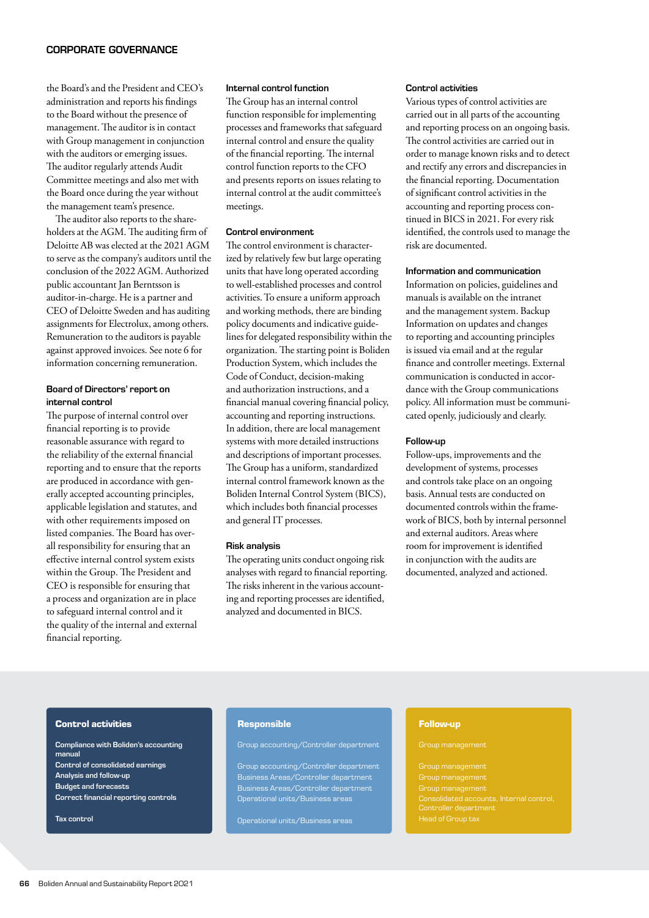the Board's and the President and CEO's administration and reports his findings to the Board without the presence of management. The auditor is in contact with Group management in conjunction with the auditors or emerging issues. The auditor regularly attends Audit Committee meetings and also met with the Board once during the year without the management team's presence.

The auditor also reports to the shareholders at the AGM. The auditing firm of Deloitte AB was elected at the 2021 AGM to serve as the company's auditors until the conclusion of the 2022 AGM. Authorized public accountant Jan Berntsson is auditor-in-charge. He is a partner and CEO of Deloitte Sweden and has auditing assignments for Electrolux, among others. Remuneration to the auditors is payable against approved invoices. See note 6 for information concerning remuneration.

### Board of Directors' report on internal control

The purpose of internal control over financial reporting is to provide reasonable assurance with regard to the reliability of the external financial reporting and to ensure that the reports are produced in accordance with generally accepted accounting principles, applicable legislation and statutes, and with other requirements imposed on listed companies. The Board has overall responsibility for ensuring that an effective internal control system exists within the Group. The President and CEO is responsible for ensuring that a process and organization are in place to safeguard internal control and it the quality of the internal and external financial reporting.

### Internal control function

The Group has an internal control function responsible for implementing processes and frameworks that safeguard internal control and ensure the quality of the financial reporting. The internal control function reports to the CFO and presents reports on issues relating to internal control at the audit committee's meetings.

### Control environment

The control environment is characterized by relatively few but large operating units that have long operated according to well-established processes and control activities. To ensure a uniform approach and working methods, there are binding policy documents and indicative guidelines for delegated responsibility within the organization. The starting point is Boliden Production System, which includes the Code of Conduct, decision-making and authorization instructions, and a financial manual covering financial policy, accounting and reporting instructions. In addition, there are local management systems with more detailed instructions and descriptions of important processes. The Group has a uniform, standardized internal control framework known as the Boliden Internal Control System (BICS), which includes both financial processes and general IT processes.

### Risk analysis

The operating units conduct ongoing risk analyses with regard to financial reporting. The risks inherent in the various accounting and reporting processes are identified, analyzed and documented in BICS.

### Control activities

Various types of control activities are carried out in all parts of the accounting and reporting process on an ongoing basis. The control activities are carried out in order to manage known risks and to detect and rectify any errors and discrepancies in the financial reporting. Documentation of significant control activities in the accounting and reporting process continued in BICS in 2021. For every risk identified, the controls used to manage the risk are documented.

### Information and communication

Information on policies, guidelines and manuals is available on the intranet and the management system. Backup Information on updates and changes to reporting and accounting principles is issued via email and at the regular finance and controller meetings. External communication is conducted in accordance with the Group communications policy. All information must be communicated openly, judiciously and clearly.

### Follow-up

Follow-ups, improvements and the development of systems, processes and controls take place on an ongoing basis. Annual tests are conducted on documented controls within the framework of BICS, both by internal personnel and external auditors. Areas where room for improvement is identified in conjunction with the audits are documented, analyzed and actioned.

| Control activities | Responsible | Follow-up |
|---|---|---|
| Compliance with Boliden's accounting manual | Group accounting/Controller department | Group management |
| Control of consolidated earnings | Group accounting/Controller department | Group management |
| Analysis and follow-up | Business Areas/Controller department | Group management |
| Budget and forecasts | Business Areas/Controller department | Group management |
| Correct financial reporting controls | Operational units/Business areas | Consolidated accounts, Internal control, Controller department |
| Tax control | Operational units/Business areas | Head of Group tax |